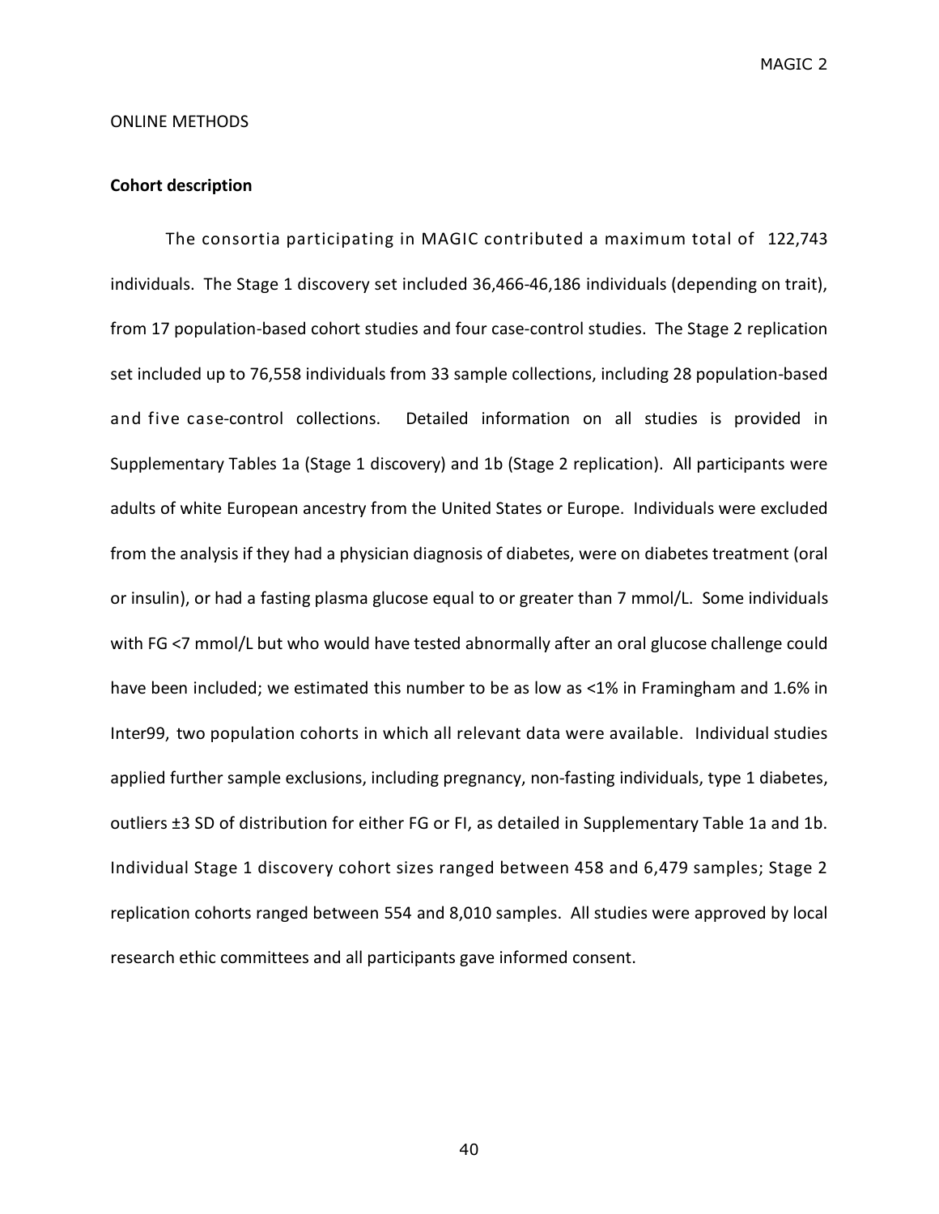ONLINE METHODS

**Cohort description**

The consortia participating in MAGIC contributed a maximum total of 122,743 individuals. The Stage 1 discovery set included 36,466-46,186 individuals (depending on trait), from 17 population-based cohort studies and four case-control studies. The Stage 2 replication set included up to 76,558 individuals from 33 sample collections, including 28 population-based and five case-control collections. Detailed information on all studies is provided in Supplementary Tables 1a (Stage 1 discovery) and 1b (Stage 2 replication). All participants were adults of white European ancestry from the United States or Europe. Individuals were excluded from the analysis if they had a physician diagnosis of diabetes, were on diabetes treatment (oral or insulin), or had a fasting plasma glucose equal to or greater than 7 mmol/L. Some individuals with FG <7 mmol/L but who would have tested abnormally after an oral glucose challenge could have been included; we estimated this number to be as low as <1% in Framingham and 1.6% in Inter99, two population cohorts in which all relevant data were available. Individual studies applied further sample exclusions, including pregnancy, non-fasting individuals, type 1 diabetes, outliers ±3 SD of distribution for either FG or FI, as detailed in Supplementary Table 1a and 1b. Individual Stage 1 discovery cohort sizes ranged between 458 and 6,479 samples; Stage 2 replication cohorts ranged between 554 and 8,010 samples. All studies were approved by local research ethic committees and all participants gave informed consent.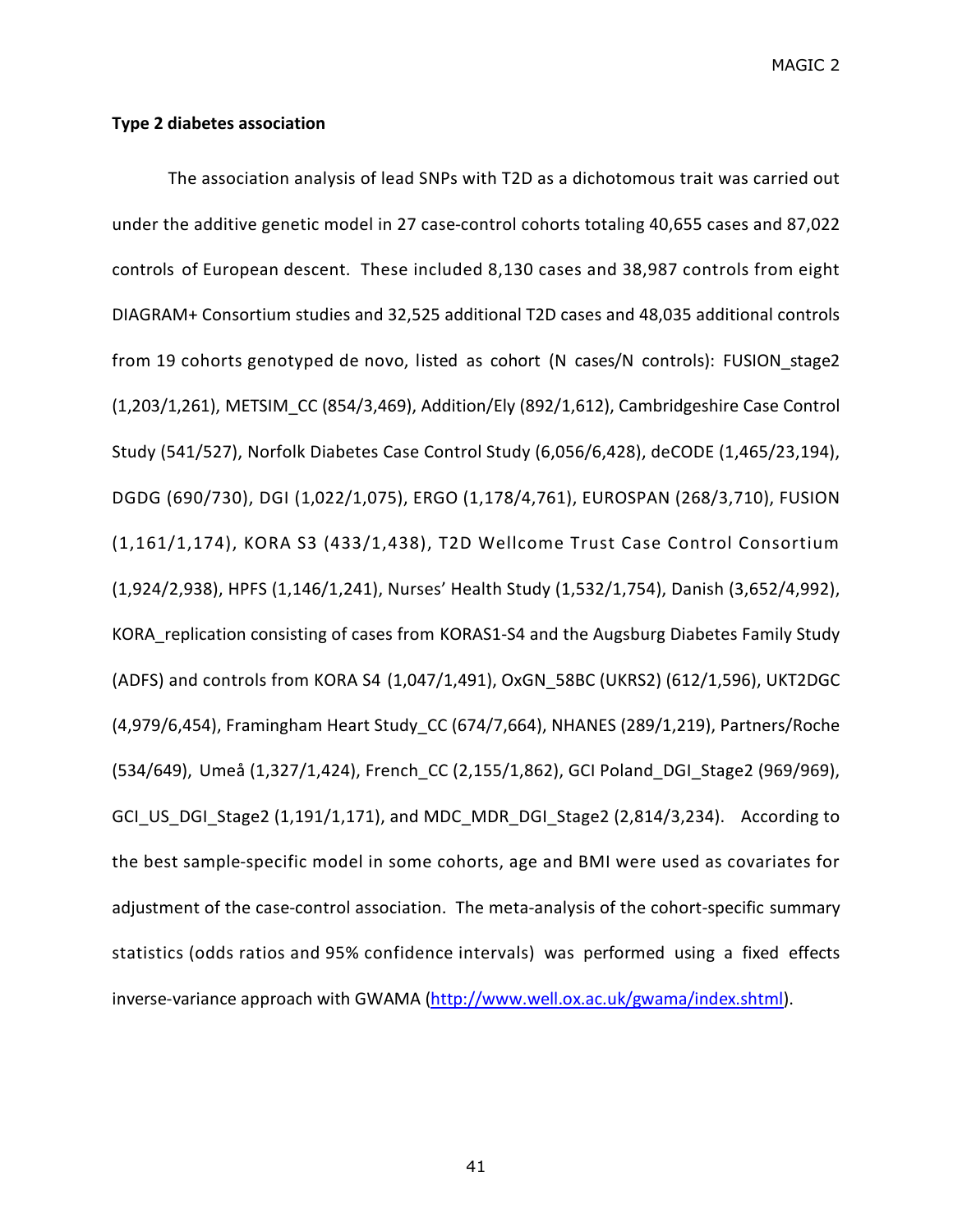**Type 2 diabetes association**

The association analysis of lead SNPs with T2D as a dichotomous trait was carried out under the additive genetic model in 27 case-control cohorts totaling 40,655 cases and 87,022 controls of European descent. These included 8,130 cases and 38,987 controls from eight DIAGRAM+ Consortium studies and 32,525 additional T2D cases and 48,035 additional controls from 19 cohorts genotyped de novo, listed as cohort (N cases/N controls): FUSION_stage2 (1,203/1,261), METSIM_CC (854/3,469), Addition/Ely (892/1,612), Cambridgeshire Case Control Study (541/527), Norfolk Diabetes Case Control Study (6,056/6,428), deCODE (1,465/23,194), DGDG (690/730), DGI (1,022/1,075), ERGO (1,178/4,761), EUROSPAN (268/3,710), FUSION (1,161/1,174), KORA S3 (433/1,438), T2D Wellcome Trust Case Control Consortium (1,924/2,938), HPFS (1,146/1,241), Nurses' Health Study (1,532/1,754), Danish (3,652/4,992), KORA_replication consisting of cases from KORAS1-S4 and the Augsburg Diabetes Family Study (ADFS) and controls from KORA S4 (1,047/1,491), OxGN_58BC (UKRS2) (612/1,596), UKT2DGC (4,979/6,454), Framingham Heart Study_CC (674/7,664), NHANES (289/1,219), Partners/Roche (534/649), Umeå (1,327/1,424), French_CC (2,155/1,862), GCI Poland_DGI_Stage2 (969/969), GCI_US_DGI_Stage2 (1,191/1,171), and MDC_MDR_DGI_Stage2 (2,814/3,234). According to the best sample-specific model in some cohorts, age and BMI were used as covariates for adjustment of the case-control association. The meta-analysis of the cohort-specific summary statistics (odds ratios and 95% confidence intervals) was performed using a fixed effects inverse-variance approach with GWAMA (http://www.well.ox.ac.uk/gwama/index.shtml).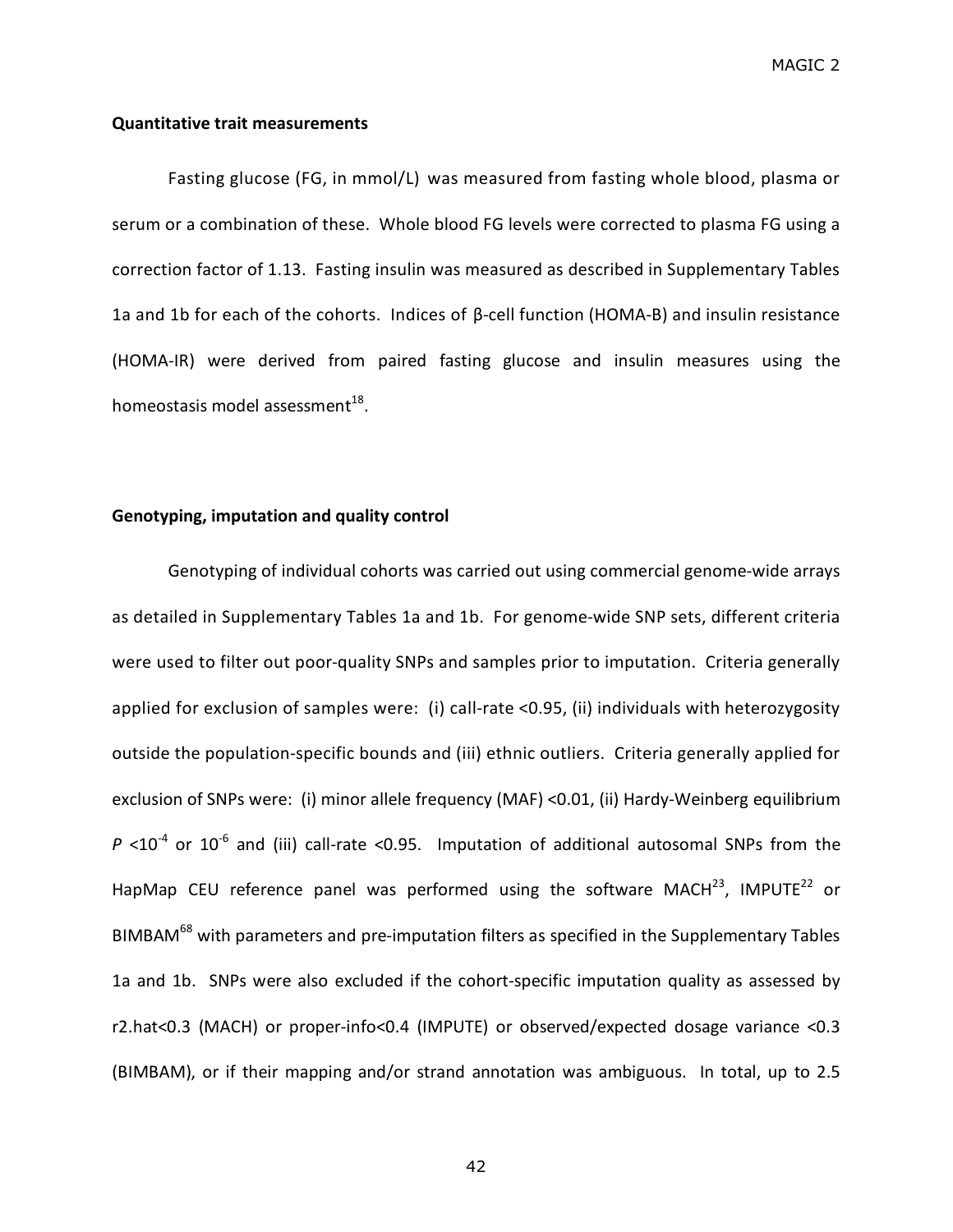### Quantitative trait measurements

Fasting glucose (FG, in mmol/L) was measured from fasting whole blood, plasma or serum or a combination of these. Whole blood FG levels were corrected to plasma FG using a correction factor of 1.13. Fasting insulin was measured as described in Supplementary Tables 1a and 1b for each of the cohorts. Indices of β-cell function (HOMA-B) and insulin resistance (HOMA-IR) were derived from paired fasting glucose and insulin measures using the homeostasis model assessment[18].

### Genotyping, imputation and quality control

Genotyping of individual cohorts was carried out using commercial genome-wide arrays as detailed in Supplementary Tables 1a and 1b. For genome-wide SNP sets, different criteria were used to filter out poor-quality SNPs and samples prior to imputation. Criteria generally applied for exclusion of samples were: (i) call-rate <0.95, (ii) individuals with heterozygosity outside the population-specific bounds and (iii) ethnic outliers. Criteria generally applied for exclusion of SNPs were: (i) minor allele frequency (MAF) <0.01, (ii) Hardy-Weinberg equilibrium $P < 10^{-4}$ or $10^{-6}$ and (iii) call-rate <0.95. Imputation of additional autosomal SNPs from the HapMap CEU reference panel was performed using the software MACH[23], IMPUTE[22] or BIMBAM[68] with parameters and pre-imputation filters as specified in the Supplementary Tables 1a and 1b. SNPs were also excluded if the cohort-specific imputation quality as assessed by r2.hat<0.3 (MACH) or proper-info<0.4 (IMPUTE) or observed/expected dosage variance <0.3 (BIMBAM), or if their mapping and/or strand annotation was ambiguous. In total, up to 2.5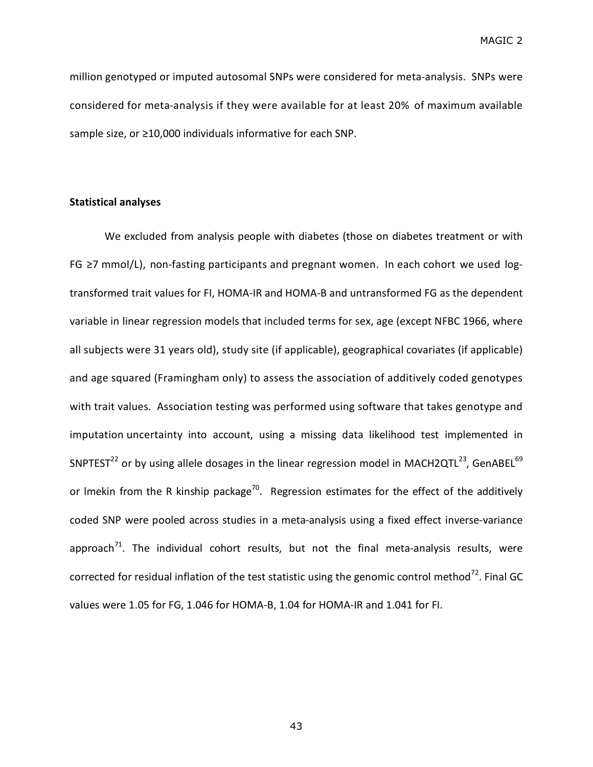million genotyped or imputed autosomal SNPs were considered for meta-analysis. SNPs were considered for meta-analysis if they were available for at least 20% of maximum available sample size, or ≥10,000 individuals informative for each SNP.

**Statistical analyses**

We excluded from analysis people with diabetes (those on diabetes treatment or with FG ≥7 mmol/L), non-fasting participants and pregnant women. In each cohort we used log-transformed trait values for FI, HOMA-IR and HOMA-B and untransformed FG as the dependent variable in linear regression models that included terms for sex, age (except NFBC 1966, where all subjects were 31 years old), study site (if applicable), geographical covariates (if applicable) and age squared (Framingham only) to assess the association of additively coded genotypes with trait values. Association testing was performed using software that takes genotype and imputation uncertainty into account, using a missing data likelihood test implemented in SNPTEST[22] or by using allele dosages in the linear regression model in MACH2QTL[23], GenABEL[69] or lmekin from the R kinship package[70]. Regression estimates for the effect of the additively coded SNP were pooled across studies in a meta-analysis using a fixed effect inverse-variance approach[71]. The individual cohort results, but not the final meta-analysis results, were corrected for residual inflation of the test statistic using the genomic control method[72]. Final GC values were 1.05 for FG, 1.046 for HOMA-B, 1.04 for HOMA-IR and 1.041 for FI.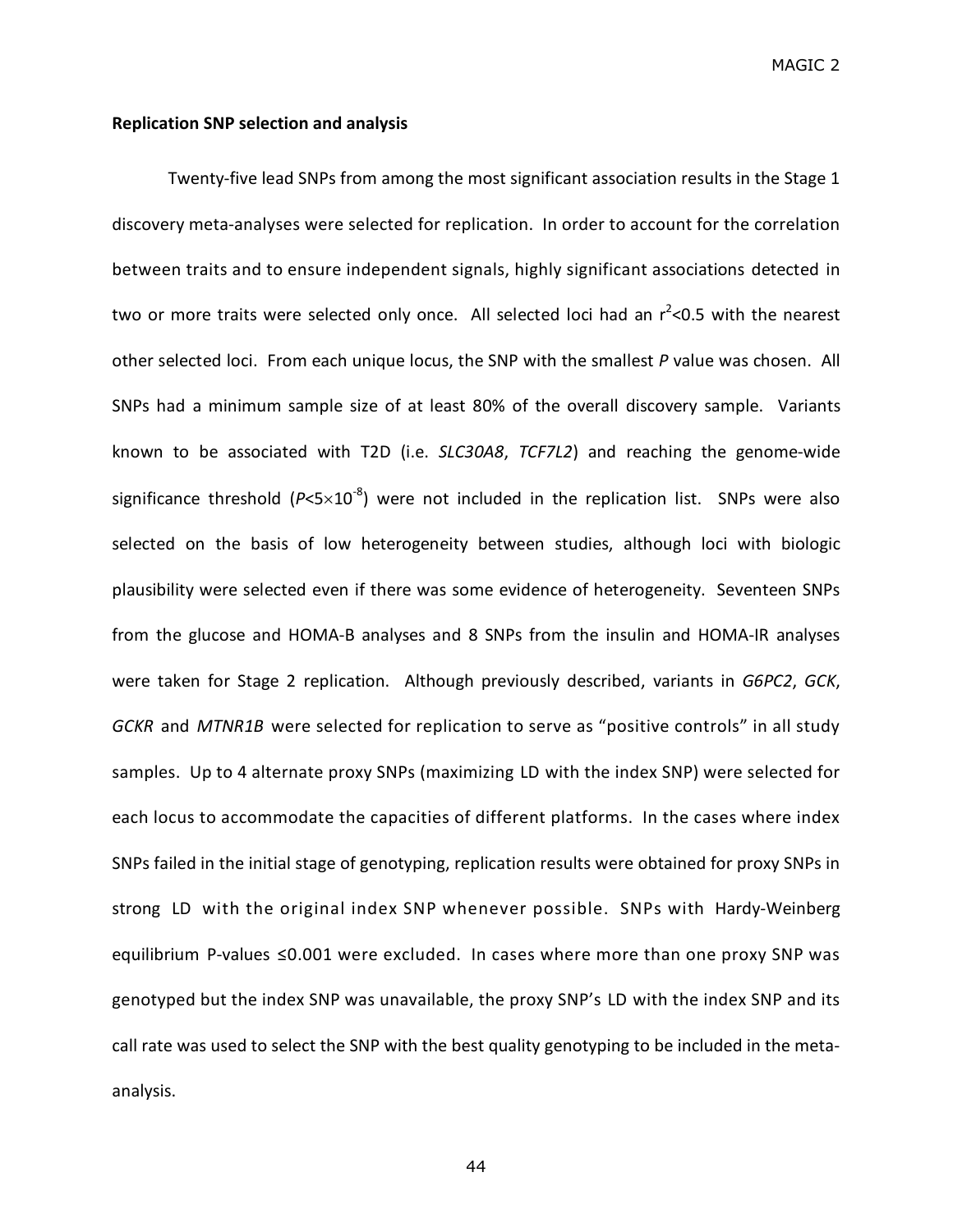**Replication SNP selection and analysis**

Twenty-five lead SNPs from among the most significant association results in the Stage 1 discovery meta-analyses were selected for replication. In order to account for the correlation between traits and to ensure independent signals, highly significant associations detected in two or more traits were selected only once. All selected loci had an $r^2$<0.5 with the nearest other selected loci. From each unique locus, the SNP with the smallest *P* value was chosen. All SNPs had a minimum sample size of at least 80% of the overall discovery sample. Variants known to be associated with T2D (i.e. *SLC30A8*, *TCF7L2*) and reaching the genome-wide significance threshold ($P<5\times10^{-8}$) were not included in the replication list. SNPs were also selected on the basis of low heterogeneity between studies, although loci with biologic plausibility were selected even if there was some evidence of heterogeneity. Seventeen SNPs from the glucose and HOMA-B analyses and 8 SNPs from the insulin and HOMA-IR analyses were taken for Stage 2 replication. Although previously described, variants in *G6PC2*, *GCK*, *GCKR* and *MTNR1B* were selected for replication to serve as "positive controls" in all study samples. Up to 4 alternate proxy SNPs (maximizing LD with the index SNP) were selected for each locus to accommodate the capacities of different platforms. In the cases where index SNPs failed in the initial stage of genotyping, replication results were obtained for proxy SNPs in strong LD with the original index SNP whenever possible. SNPs with Hardy-Weinberg equilibrium P-values ≤0.001 were excluded. In cases where more than one proxy SNP was genotyped but the index SNP was unavailable, the proxy SNP's LD with the index SNP and its call rate was used to select the SNP with the best quality genotyping to be included in the meta-analysis.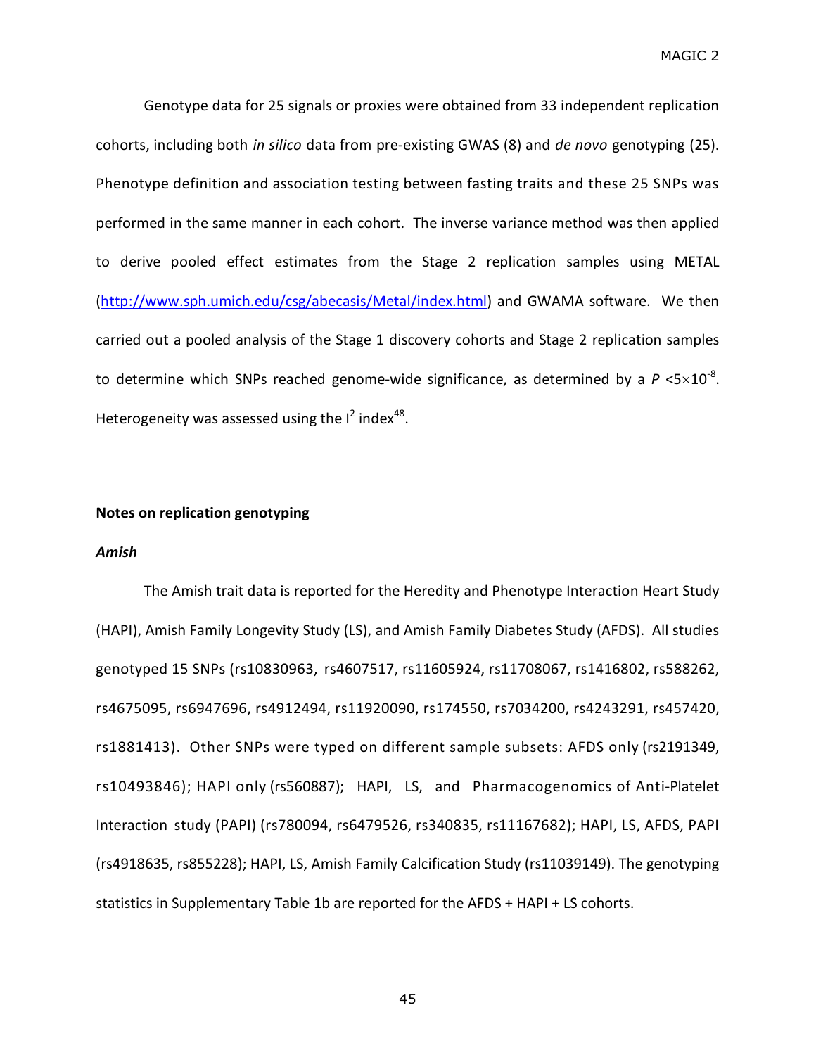Genotype data for 25 signals or proxies were obtained from 33 independent replication cohorts, including both *in silico* data from pre-existing GWAS (8) and *de novo* genotyping (25). Phenotype definition and association testing between fasting traits and these 25 SNPs was performed in the same manner in each cohort. The inverse variance method was then applied to derive pooled effect estimates from the Stage 2 replication samples using METAL (http://www.sph.umich.edu/csg/abecasis/Metal/index.html) and GWAMA software. We then carried out a pooled analysis of the Stage 1 discovery cohorts and Stage 2 replication samples to determine which SNPs reached genome-wide significance, as determined by a $P < 5\times10^{-8}$. Heterogeneity was assessed using the $I^2$ index[48].

**Notes on replication genotyping**

***Amish***

The Amish trait data is reported for the Heredity and Phenotype Interaction Heart Study (HAPI), Amish Family Longevity Study (LS), and Amish Family Diabetes Study (AFDS). All studies genotyped 15 SNPs (rs10830963, rs4607517, rs11605924, rs11708067, rs1416802, rs588262, rs4675095, rs6947696, rs4912494, rs11920090, rs174550, rs7034200, rs4243291, rs457420, rs1881413). Other SNPs were typed on different sample subsets: AFDS only (rs2191349, rs10493846); HAPI only (rs560887); HAPI, LS, and Pharmacogenomics of Anti-Platelet Interaction study (PAPI) (rs780094, rs6479526, rs340835, rs11167682); HAPI, LS, AFDS, PAPI (rs4918635, rs855228); HAPI, LS, Amish Family Calcification Study (rs11039149). The genotyping statistics in Supplementary Table 1b are reported for the AFDS + HAPI + LS cohorts.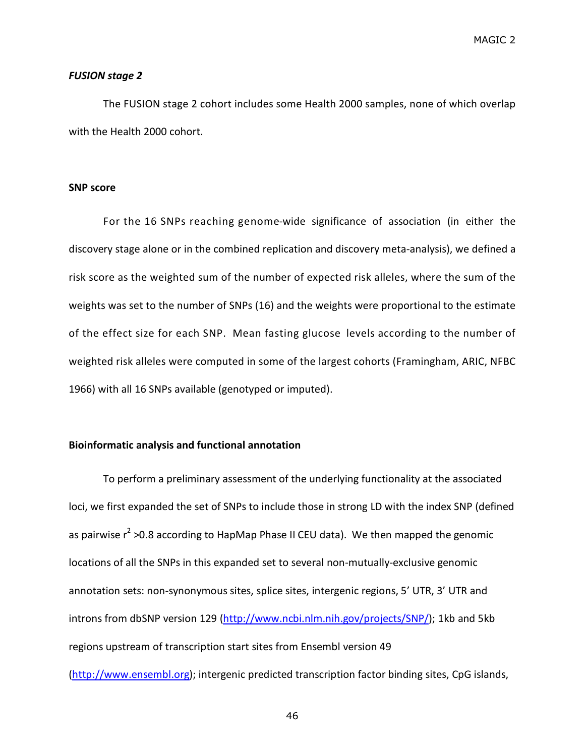*FUSION stage 2*

The FUSION stage 2 cohort includes some Health 2000 samples, none of which overlap with the Health 2000 cohort.

**SNP score**

For the 16 SNPs reaching genome-wide significance of association (in either the discovery stage alone or in the combined replication and discovery meta-analysis), we defined a risk score as the weighted sum of the number of expected risk alleles, where the sum of the weights was set to the number of SNPs (16) and the weights were proportional to the estimate of the effect size for each SNP. Mean fasting glucose levels according to the number of weighted risk alleles were computed in some of the largest cohorts (Framingham, ARIC, NFBC 1966) with all 16 SNPs available (genotyped or imputed).

**Bioinformatic analysis and functional annotation**

To perform a preliminary assessment of the underlying functionality at the associated loci, we first expanded the set of SNPs to include those in strong LD with the index SNP (defined as pairwise $r^2$ >0.8 according to HapMap Phase II CEU data). We then mapped the genomic locations of all the SNPs in this expanded set to several non-mutually-exclusive genomic annotation sets: non-synonymous sites, splice sites, intergenic regions, 5' UTR, 3' UTR and introns from dbSNP version 129 (http://www.ncbi.nlm.nih.gov/projects/SNP/); 1kb and 5kb regions upstream of transcription start sites from Ensembl version 49 (http://www.ensembl.org); intergenic predicted transcription factor binding sites, CpG islands,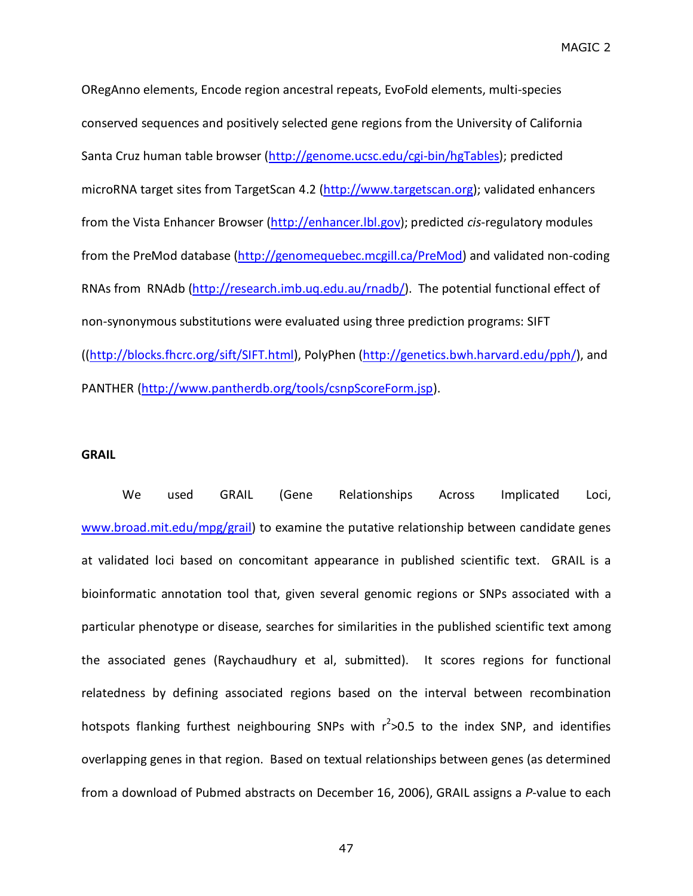ORegAnno elements, Encode region ancestral repeats, EvoFold elements, multi-species conserved sequences and positively selected gene regions from the University of California Santa Cruz human table browser (http://genome.ucsc.edu/cgi-bin/hgTables); predicted microRNA target sites from TargetScan 4.2 (http://www.targetscan.org); validated enhancers from the Vista Enhancer Browser (http://enhancer.lbl.gov); predicted *cis*-regulatory modules from the PreMod database (http://genomequebec.mcgill.ca/PreMod) and validated non-coding RNAs from RNAdb (http://research.imb.uq.edu.au/rnadb/). The potential functional effect of non-synonymous substitutions were evaluated using three prediction programs: SIFT ((http://blocks.fhcrc.org/sift/SIFT.html), PolyPhen (http://genetics.bwh.harvard.edu/pph/), and PANTHER (http://www.pantherdb.org/tools/csnpScoreForm.jsp).

**GRAIL**

We used GRAIL (Gene Relationships Across Implicated Loci, www.broad.mit.edu/mpg/grail) to examine the putative relationship between candidate genes at validated loci based on concomitant appearance in published scientific text. GRAIL is a bioinformatic annotation tool that, given several genomic regions or SNPs associated with a particular phenotype or disease, searches for similarities in the published scientific text among the associated genes (Raychaudhury et al, submitted). It scores regions for functional relatedness by defining associated regions based on the interval between recombination hotspots flanking furthest neighbouring SNPs with $r^2$>0.5 to the index SNP, and identifies overlapping genes in that region. Based on textual relationships between genes (as determined from a download of Pubmed abstracts on December 16, 2006), GRAIL assigns a *P*-value to each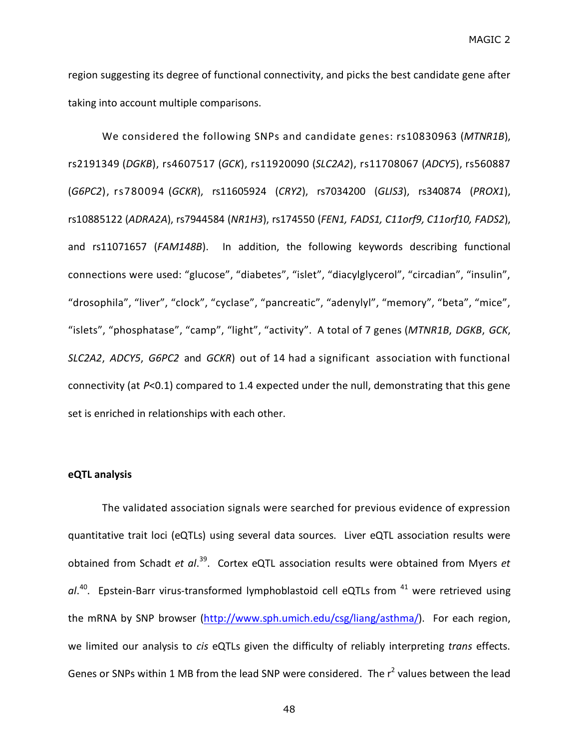region suggesting its degree of functional connectivity, and picks the best candidate gene after taking into account multiple comparisons.

We considered the following SNPs and candidate genes: rs10830963 (*MTNR1B*), rs2191349 (*DGKB*), rs4607517 (*GCK*), rs11920090 (*SLC2A2*), rs11708067 (*ADCY5*), rs560887 (*G6PC2*), rs780094 (*GCKR*), rs11605924 (*CRY2*), rs7034200 (*GLIS3*), rs340874 (*PROX1*), rs10885122 (*ADRA2A*), rs7944584 (*NR1H3*), rs174550 (*FEN1, FADS1, C11orf9, C11orf10, FADS2*), and rs11071657 (*FAM148B*). In addition, the following keywords describing functional connections were used: "glucose", "diabetes", "islet", "diacylglycerol", "circadian", "insulin", "drosophila", "liver", "clock", "cyclase", "pancreatic", "adenylyl", "memory", "beta", "mice", "islets", "phosphatase", "camp", "light", "activity". A total of 7 genes (*MTNR1B*, *DGKB*, *GCK*, *SLC2A2*, *ADCY5*, *G6PC2* and *GCKR*) out of 14 had a significant association with functional connectivity (at $P$<0.1) compared to 1.4 expected under the null, demonstrating that this gene set is enriched in relationships with each other.

**eQTL analysis**

The validated association signals were searched for previous evidence of expression quantitative trait loci (eQTLs) using several data sources. Liver eQTL association results were obtained from Schadt *et al*.[39]. Cortex eQTL association results were obtained from Myers *et al*.[40]. Epstein-Barr virus-transformed lymphoblastoid cell eQTLs from [41] were retrieved using the mRNA by SNP browser (http://www.sph.umich.edu/csg/liang/asthma/). For each region, we limited our analysis to *cis* eQTLs given the difficulty of reliably interpreting *trans* effects. Genes or SNPs within 1 MB from the lead SNP were considered. The $r^2$ values between the lead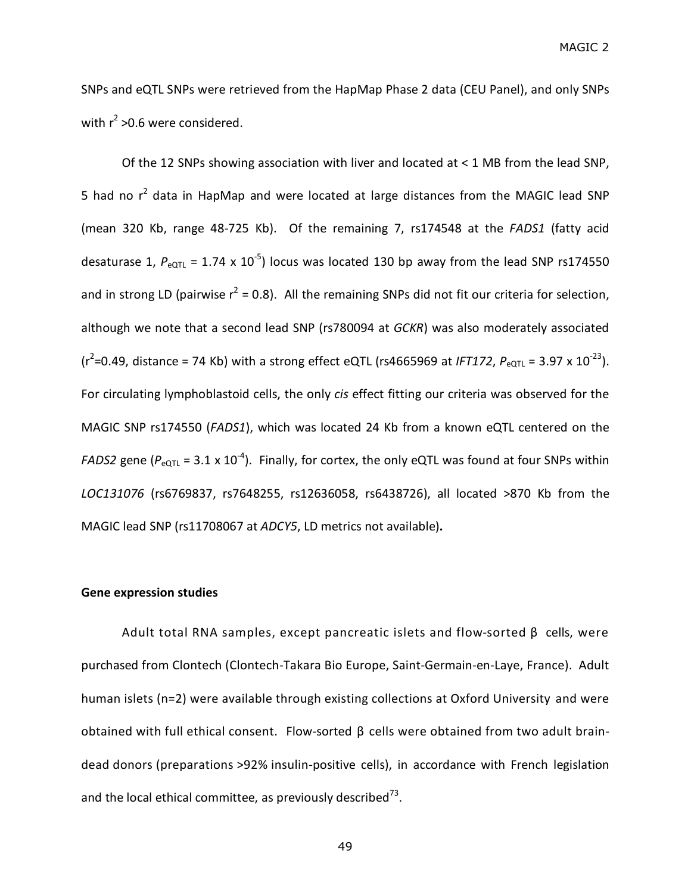SNPs and eQTL SNPs were retrieved from the HapMap Phase 2 data (CEU Panel), and only SNPs with $r^2$ >0.6 were considered.

Of the 12 SNPs showing association with liver and located at < 1 MB from the lead SNP, 5 had no $r^2$ data in HapMap and were located at large distances from the MAGIC lead SNP (mean 320 Kb, range 48-725 Kb). Of the remaining 7, rs174548 at the *FADS1* (fatty acid desaturase 1, $P_{eQTL} = 1.74 \times 10^{-5}$) locus was located 130 bp away from the lead SNP rs174550 and in strong LD (pairwise $r^2 = 0.8$). All the remaining SNPs did not fit our criteria for selection, although we note that a second lead SNP (rs780094 at *GCKR*) was also moderately associated ($r^2$=0.49, distance = 74 Kb) with a strong effect eQTL (rs4665969 at *IFT172*, $P_{eQTL} = 3.97 \times 10^{-23}$). For circulating lymphoblastoid cells, the only *cis* effect fitting our criteria was observed for the MAGIC SNP rs174550 (*FADS1*), which was located 24 Kb from a known eQTL centered on the *FADS2* gene ($P_{eQTL} = 3.1 \times 10^{-4}$). Finally, for cortex, the only eQTL was found at four SNPs within *LOC131076* (rs6769837, rs7648255, rs12636058, rs6438726), all located >870 Kb from the MAGIC lead SNP (rs11708067 at *ADCY5*, LD metrics not available)**.**

**Gene expression studies**

Adult total RNA samples, except pancreatic islets and flow-sorted β cells, were purchased from Clontech (Clontech-Takara Bio Europe, Saint-Germain-en-Laye, France). Adult human islets (n=2) were available through existing collections at Oxford University and were obtained with full ethical consent. Flow-sorted β cells were obtained from two adult brain-dead donors (preparations >92% insulin-positive cells), in accordance with French legislation and the local ethical committee, as previously described[73].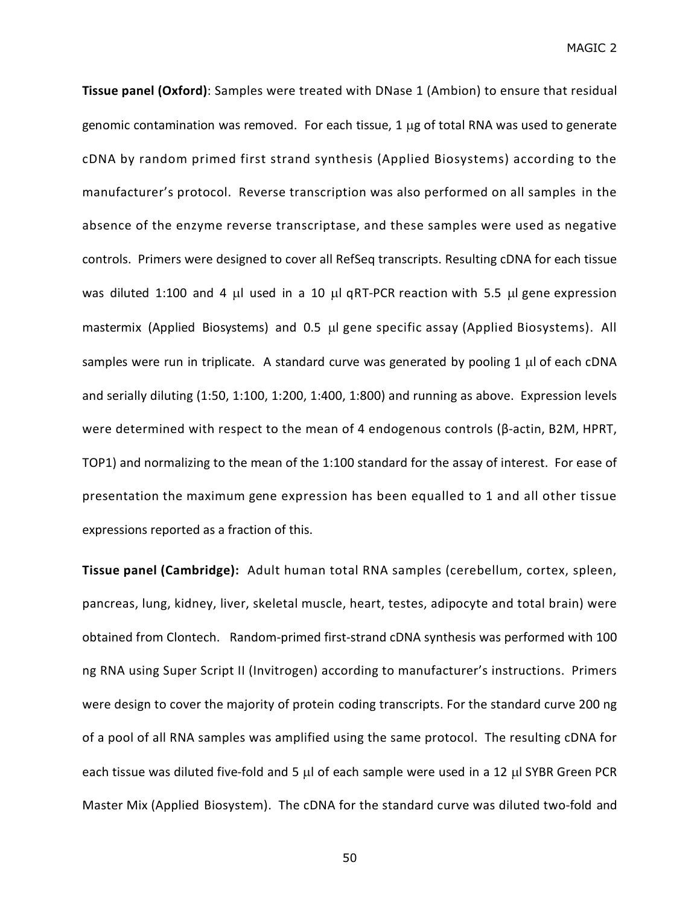**Tissue panel (Oxford)**: Samples were treated with DNase 1 (Ambion) to ensure that residual genomic contamination was removed. For each tissue, 1 μg of total RNA was used to generate cDNA by random primed first strand synthesis (Applied Biosystems) according to the manufacturer's protocol. Reverse transcription was also performed on all samples in the absence of the enzyme reverse transcriptase, and these samples were used as negative controls. Primers were designed to cover all RefSeq transcripts. Resulting cDNA for each tissue was diluted 1:100 and 4 μl used in a 10 μl qRT-PCR reaction with 5.5 μl gene expression mastermix (Applied Biosystems) and 0.5 μl gene specific assay (Applied Biosystems). All samples were run in triplicate. A standard curve was generated by pooling 1 μl of each cDNA and serially diluting (1:50, 1:100, 1:200, 1:400, 1:800) and running as above. Expression levels were determined with respect to the mean of 4 endogenous controls (β-actin, B2M, HPRT, TOP1) and normalizing to the mean of the 1:100 standard for the assay of interest. For ease of presentation the maximum gene expression has been equalled to 1 and all other tissue expressions reported as a fraction of this.

**Tissue panel (Cambridge):** Adult human total RNA samples (cerebellum, cortex, spleen, pancreas, lung, kidney, liver, skeletal muscle, heart, testes, adipocyte and total brain) were obtained from Clontech. Random-primed first-strand cDNA synthesis was performed with 100 ng RNA using Super Script II (Invitrogen) according to manufacturer's instructions. Primers were design to cover the majority of protein coding transcripts. For the standard curve 200 ng of a pool of all RNA samples was amplified using the same protocol. The resulting cDNA for each tissue was diluted five-fold and 5 μl of each sample were used in a 12 μl SYBR Green PCR Master Mix (Applied Biosystem). The cDNA for the standard curve was diluted two-fold and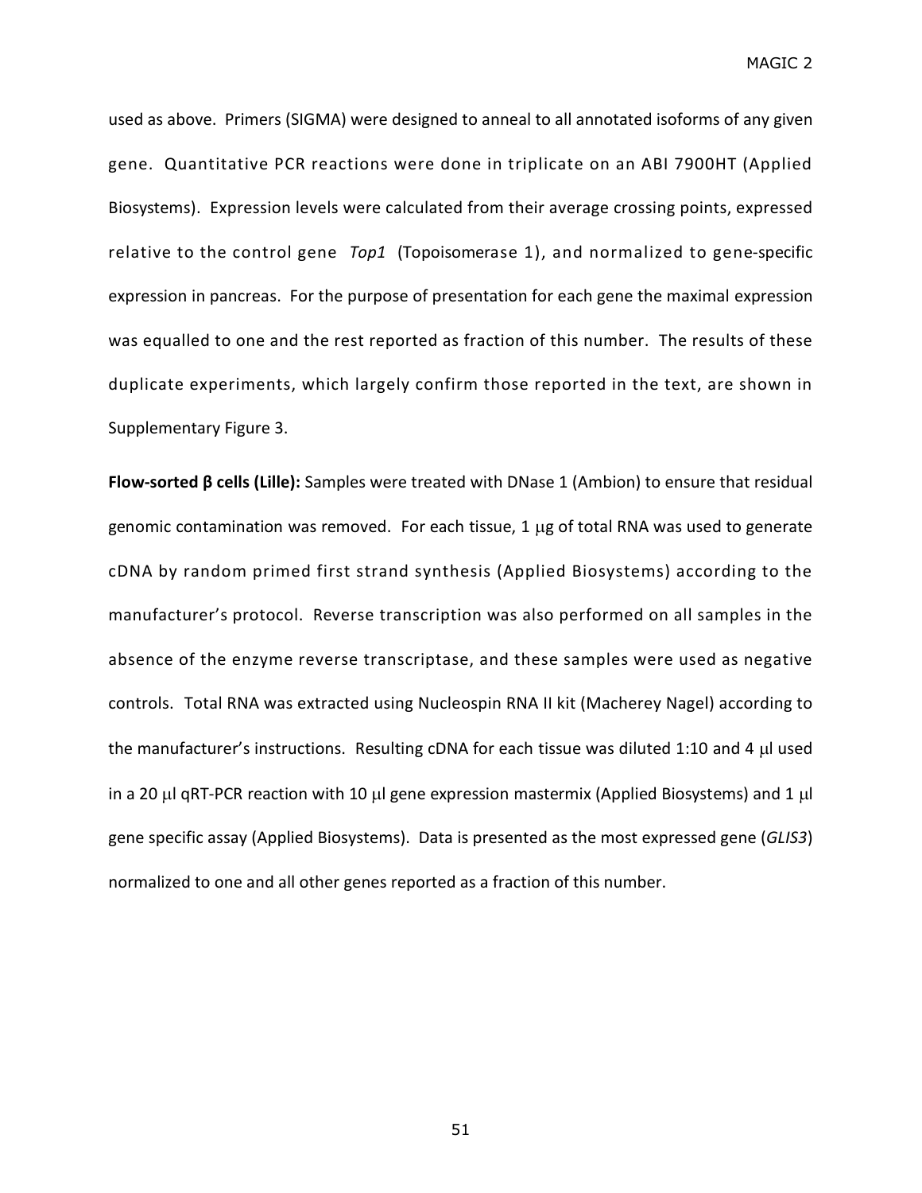used as above. Primers (SIGMA) were designed to anneal to all annotated isoforms of any given gene. Quantitative PCR reactions were done in triplicate on an ABI 7900HT (Applied Biosystems). Expression levels were calculated from their average crossing points, expressed relative to the control gene *Top1* (Topoisomerase 1), and normalized to gene-specific expression in pancreas. For the purpose of presentation for each gene the maximal expression was equalled to one and the rest reported as fraction of this number. The results of these duplicate experiments, which largely confirm those reported in the text, are shown in Supplementary Figure 3.

**Flow-sorted β cells (Lille):** Samples were treated with DNase 1 (Ambion) to ensure that residual genomic contamination was removed. For each tissue, 1 μg of total RNA was used to generate cDNA by random primed first strand synthesis (Applied Biosystems) according to the manufacturer's protocol. Reverse transcription was also performed on all samples in the absence of the enzyme reverse transcriptase, and these samples were used as negative controls. Total RNA was extracted using Nucleospin RNA II kit (Macherey Nagel) according to the manufacturer's instructions. Resulting cDNA for each tissue was diluted 1:10 and 4 μl used in a 20 μl qRT-PCR reaction with 10 μl gene expression mastermix (Applied Biosystems) and 1 μl gene specific assay (Applied Biosystems). Data is presented as the most expressed gene (*GLIS3*) normalized to one and all other genes reported as a fraction of this number.